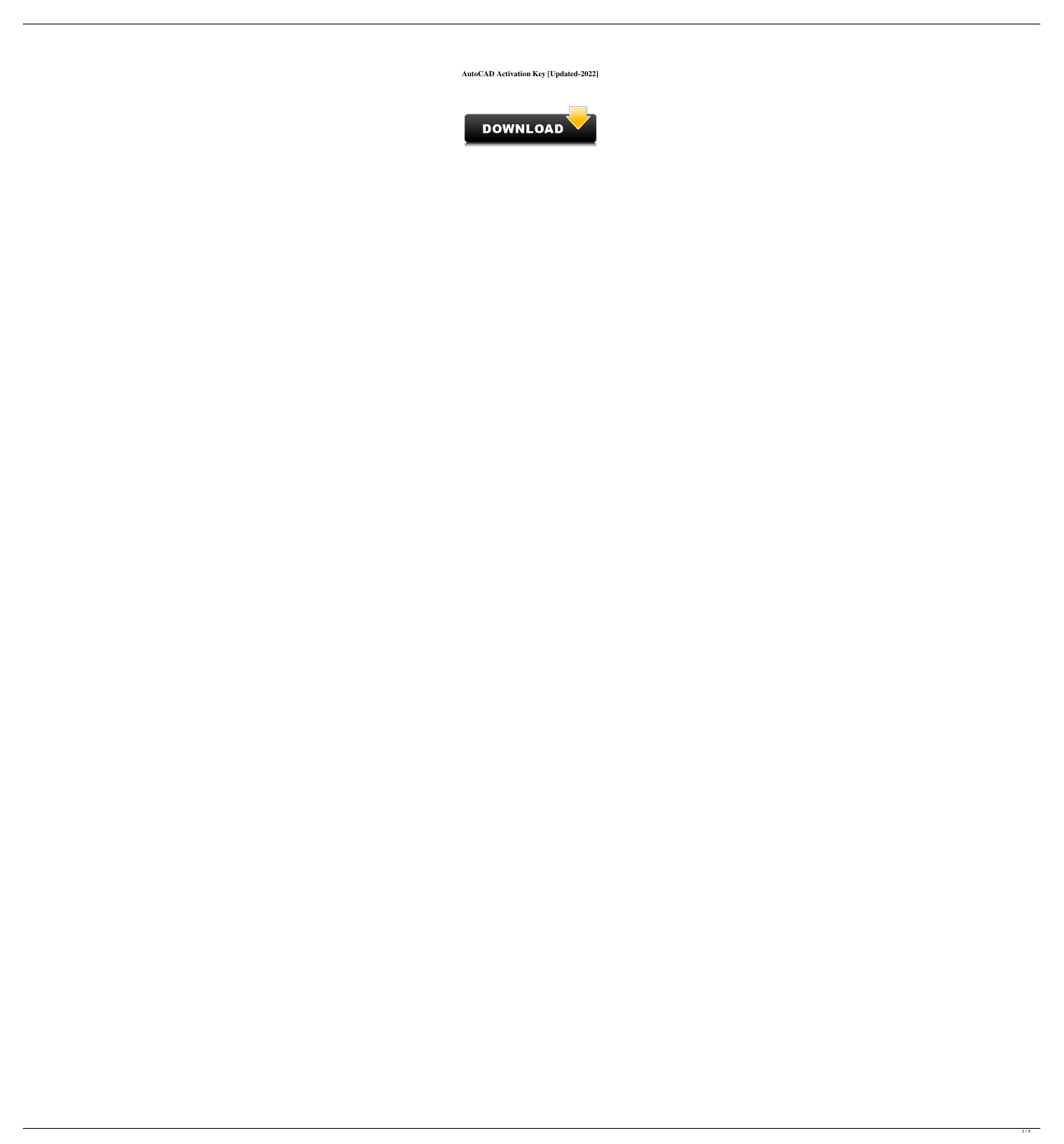**AutoCAD Activation Key [Updated-2022]**

DOWNLOAD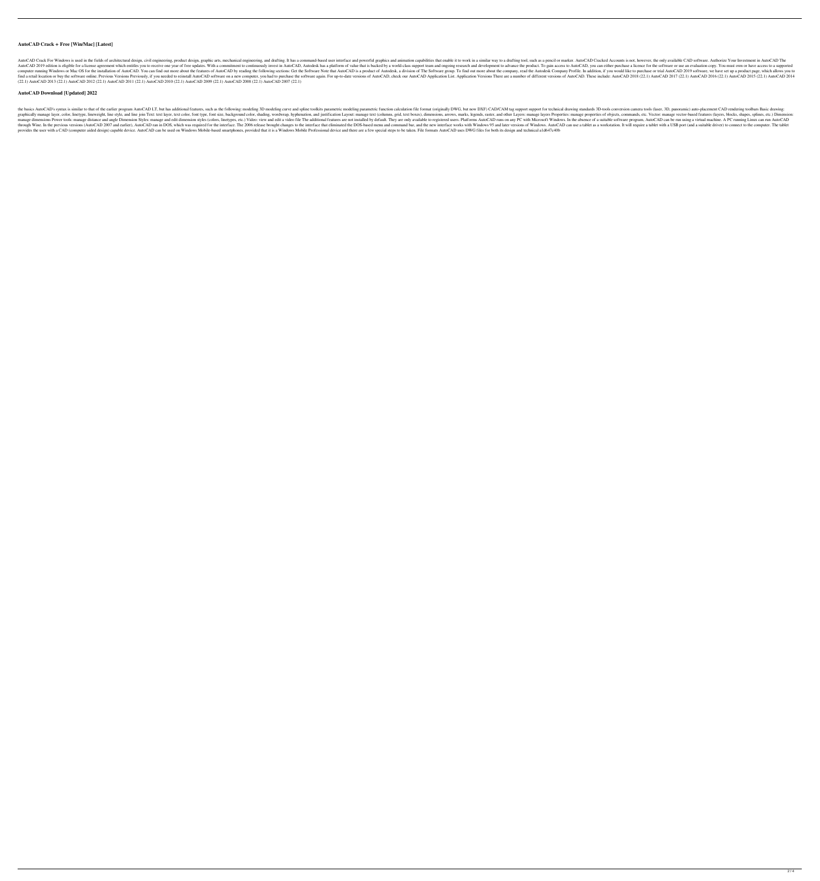## AutoCAD Crack + Free [Win/Mac] [Latest]

AutoCAD Crack For Windows is used in the fields of architectural design, civil engineering, product design, graphic arts, mechanical engineering, and drafting. It has a command-based user interface and powerful graphics and animation capabilities that enable it to work in a similar way to a drafting tool, such as a pencil or marker. AutoCAD Cracked Accounts is not, however, the only available CAD software. Authorize Your Investment in AutoCAD The AutoCAD 2019 edition is eligible for a license agreement which entitles you to receive one year of free updates. With a commitment to continuously invest in AutoCAD, Autodesk has a platform of value that is backed by a world-class support team and ongoing research and development to advance the product. To gain access to AutoCAD, you can either purchase a licence for the software or use an evaluation copy. You must own or have access to a supported computer running Windows or Mac OS for the installation of AutoCAD. You can find out more about the features of AutoCAD by reading the following sections: Get the Software Note that AutoCAD is a product of Autodesk, a division of The Software group. To find out more about the company, read the Autodesk Company Profile. In addition, if you would like to purchase or trial AutoCAD 2019 software, we have set up a product page, which allows you to find a retail location or buy the software online. Previous Versions Previously, if you needed to reinstall AutoCAD software on a new computer, you had to purchase the software again. For up-to-date versions of AutoCAD, check our AutoCAD Application List. Application Versions There are a number of different versions of AutoCAD. These include: AutoCAD 2018 (22.1) AutoCAD 2017 (22.1) AutoCAD 2016 (22.1) AutoCAD 2015 (22.1) AutoCAD 2014 (22.1) AutoCAD 2013 (22.1) AutoCAD 2012 (22.1) AutoCAD 2011 (22.1) AutoCAD 2010 (22.1) AutoCAD 2009 (22.1) AutoCAD 2008 (22.1) AutoCAD 2007 (22.1)

## AutoCAD Download [Updated] 2022

the basics AutoCAD's syntax is similar to that of the earlier program AutoCAD LT, but has additional features, such as the following: modeling 3D modeling curve and spline toolkits parametric modeling parametric function calculation file format (originally DWG, but now DXF) CAD/CAM tag support support for technical drawing standards 3D-tools conversion camera tools (laser, 3D, panoramic) auto-placement CAD rendering toolbars Basic drawing: graphically manage layer, color, linetype, lineweight, line style, and line join Text: text layer, text color, font type, font size, background color, shading, wordwrap, hyphenation, and justification Layout: manage text (columns, grid, text boxes), dimensions, arrows, marks, legends, raster, and other Layers: manage layers Properties: manage properties of objects, commands, etc. Vector: manage vector-based features (layers, blocks, shapes, splines, etc.) Dimension: manage dimensions Power tools: manage distance and angle Dimension Styles: manage and edit dimension styles (colors, linetypes, etc.) Video: view and edit a video file The additional features are not installed by default. They are only available to registered users. Platforms AutoCAD runs on any PC with Microsoft Windows. In the absence of a suitable software program, AutoCAD can be run using a virtual machine. A PC running Linux can run AutoCAD through Wine. In the previous versions (AutoCAD 2007 and earlier), AutoCAD ran in DOS, which was required for the interface. The 2006 release brought changes to the interface that eliminated the DOS-based menu and command bar, and the new interface works with Windows 95 and later versions of Windows. AutoCAD can use a tablet as a workstation. It will require a tablet with a USB port (and a suitable driver) to connect to the computer. The tablet provides the user with a CAD (computer aided design) capable device. AutoCAD can be used on Windows Mobile-based smartphones, provided that it is a Windows Mobile Professional device and there are a few special steps to be taken. File formats AutoCAD uses DWG files for both its design and technical a1d647c40b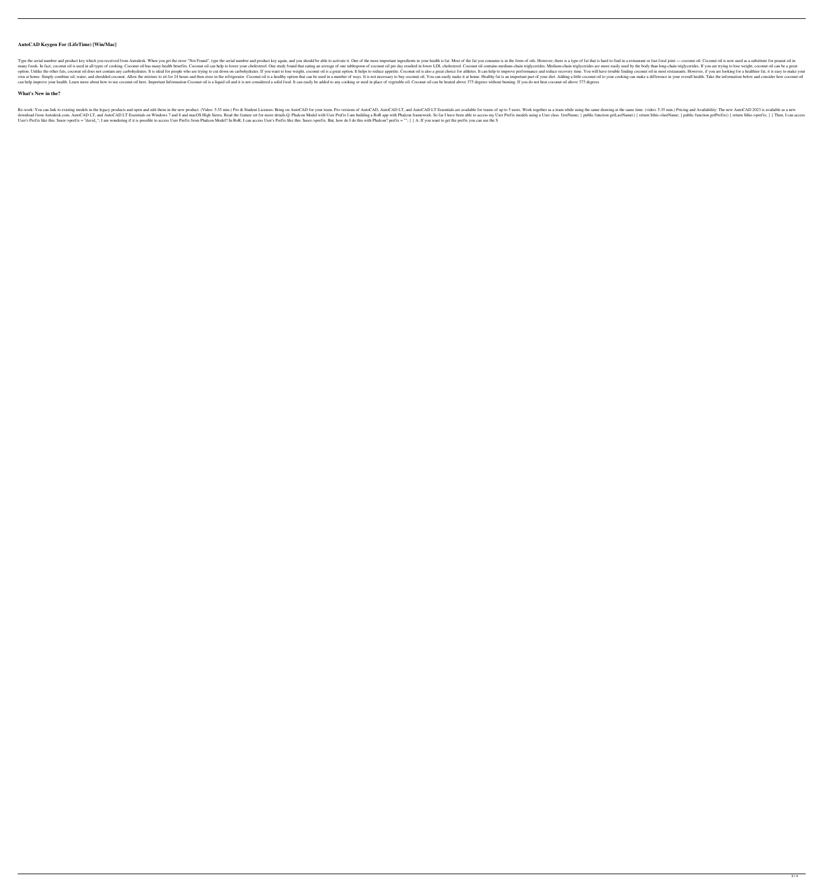### AutoCAD Keygen For (LifeTime) [Win/Mac]

Type the serial number and product key which you received from Autodesk. When you get the error "Not Found", type the serial number and product key again, and you should be able to activate it. One of the most important ingredients in your health is fat. Most of the fat you consume is in the form of oils. However, there is a type of fat that is hard to find in a restaurant or fast food joint — coconut oil. Coconut oil is now used as a substitute for peanut oil in many foods. In fact, coconut oil is used in all types of cooking. Coconut oil has many health benefits. Coconut oil can help to lower your cholesterol. One study found that eating an average of one tablespoon of coconut oil per day resulted in lower LDL cholesterol. Coconut oil contains medium-chain triglycerides. Medium-chain triglycerides are more easily used by the body than long-chain triglycerides. If you are trying to lose weight, coconut oil can be a great option. Unlike the other fats, coconut oil does not contain any carbohydrates. It is ideal for people who are trying to cut down on carbohydrates. If you want to lose weight, coconut oil is a great option. It helps to reduce appetite. Coconut oil is also a great choice for athletes. It can help to improve performance and reduce recovery time. You will have trouble finding coconut oil in most restaurants. However, if you are looking for a healthier fat, it is easy to make your own at home. Simply combine oil, water, and shredded coconut. Allow the mixture to sit for 24 hours and then store in the refrigerator. Coconut oil is a healthy option that can be used in a number of ways. It is not necessary to buy coconut oil. You can easily make it at home. Healthy fat is an important part of your diet. Adding a little coconut oil to your cooking can make a difference in your overall health. Take the information below and consider how coconut oil can help improve your health. Learn more about how to use coconut oil here. Important Information Coconut oil is a liquid oil and it is not considered a solid food. It can easily be added to any cooking or used in place of vegetable oil. Coconut oil can be heated above 375 degrees without burning. If you do not heat coconut oil above 375 degrees

### What's New in the?

Re-work: You can link to existing models in the legacy products and open and edit them in the new product. (Video: 5:35 min.) Pro & Student Licenses: Bring on AutoCAD for your team. Pro versions of AutoCAD, AutoCAD LT, and AutoCAD LT Essentials are available for teams of up to 5 users. Work together as a team while using the same drawing at the same time. (video: 5:35 min.) Pricing and Availability: The new AutoCAD 2023 is available as a new download from Autodesk.com. AutoCAD LT, and AutoCAD LT Essentials on Windows 7 and 8 and macOS High Sierra. Read the feature set for more details.Q: Phalcon Model with User Prefix I am building a RoR app with Phalcon framework. So far I have been able to access my User Prefix models using a User class. firstName; } public function getLastName() { return $this->lastName; } public function getPrefix() { return $this->prefix; } } Then, I can access User's Prefix like this: $user->prefix = "david_"; I am wondering if it is possible to access User Prefix from Phalcon Model? In RoR, I can access User's Prefix like this: $user->prefix. But, how do I do this with Phalcon? prefix = ""; } } A: If you want to get the prefix you can use the $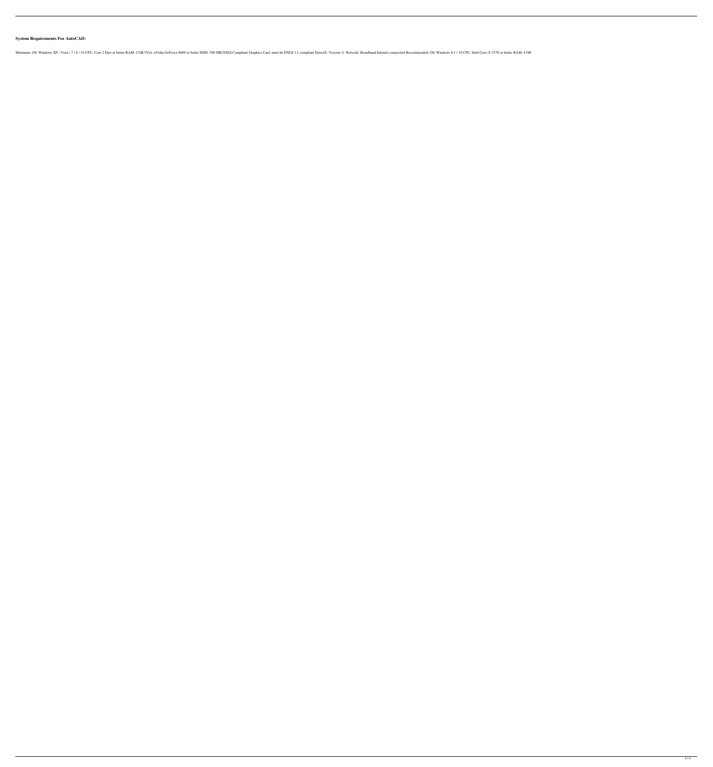**System Requirements For AutoCAD:**

Minimum: OS: Windows XP / Vista / 7 / 8 / 10 CPU: Core 2 Duo or better RAM: 2 GB VGA: nVidia GeForce 8600 or better HDD: 500 MB DXGI Compliant Graphics Card: must be DXGI 1.1 compliant DirectX: Version 11 Network: Broadband Internet connection Recommended: OS: Windows 8.1 / 10 CPU: Intel Core i5-3570 or better RAM: 4 GB